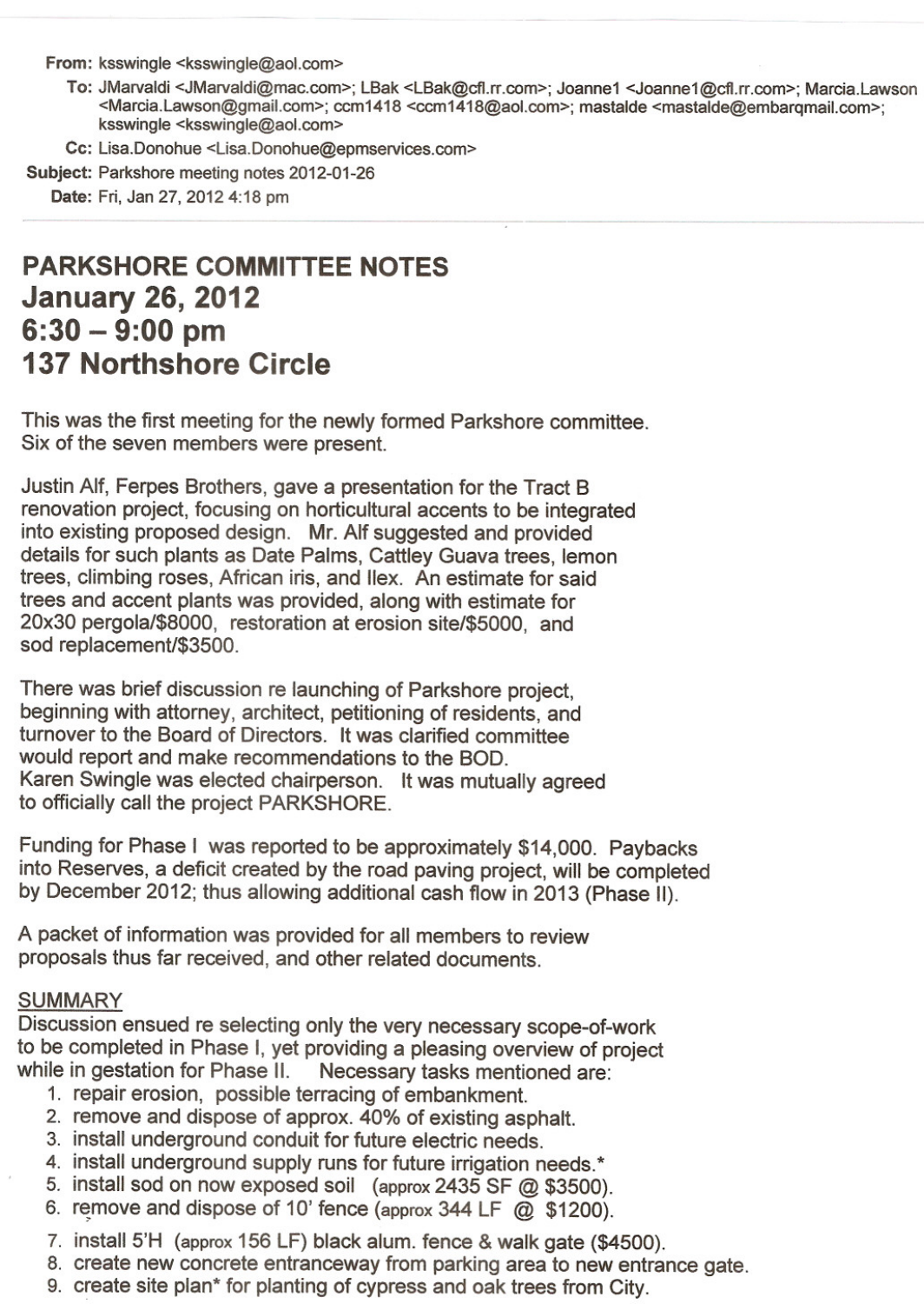**From:** ksswingle <ksswingle@aol.com>
**To:** JMarvaldi <JMarvaldi@mac.com>; LBak <LBak@cfl.rr.com>; Joanne1 <Joanne1@cfl.rr.com>; Marcia.Lawson <Marcia.Lawson@gmail.com>; ccm1418 <ccm1418@aol.com>; mastalde <mastalde@embarqmail.com>; ksswingle <ksswingle@aol.com>
**Cc:** Lisa.Donohue <Lisa.Donohue@epmservices.com>
**Subject:** Parkshore meeting notes 2012-01-26
**Date:** Fri, Jan 27, 2012 4:18 pm

# PARKSHORE COMMITTEE NOTES
## January 26, 2012
## 6:30 – 9:00 pm
## 137 Northshore Circle

This was the first meeting for the newly formed Parkshore committee. Six of the seven members were present.

Justin Alf, Ferpes Brothers, gave a presentation for the Tract B renovation project, focusing on horticultural accents to be integrated into existing proposed design. Mr. Alf suggested and provided details for such plants as Date Palms, Cattley Guava trees, lemon trees, climbing roses, African iris, and Ilex. An estimate for said trees and accent plants was provided, along with estimate for 20x30 pergola/$8000, restoration at erosion site/$5000, and sod replacement/$3500.

There was brief discussion re launching of Parkshore project, beginning with attorney, architect, petitioning of residents, and turnover to the Board of Directors. It was clarified committee would report and make recommendations to the BOD. Karen Swingle was elected chairperson. It was mutually agreed to officially call the project PARKSHORE.

Funding for Phase I was reported to be approximately $14,000. Paybacks into Reserves, a deficit created by the road paving project, will be completed by December 2012; thus allowing additional cash flow in 2013 (Phase II).

A packet of information was provided for all members to review proposals thus far received, and other related documents.

SUMMARY

Discussion ensued re selecting only the very necessary scope-of-work to be completed in Phase I, yet providing a pleasing overview of project while in gestation for Phase II. Necessary tasks mentioned are:

1. repair erosion, possible terracing of embankment.
2. remove and dispose of approx. 40% of existing asphalt.
3. install underground conduit for future electric needs.
4. install underground supply runs for future irrigation needs.*
5. install sod on now exposed soil (approx 2435 SF @ $3500).
6. remove and dispose of 10' fence (approx 344 LF @ $1200).
7. install 5'H (approx 156 LF) black alum. fence & walk gate ($4500).
8. create new concrete entranceway from parking area to new entrance gate.
9. create site plan* for planting of cypress and oak trees from City.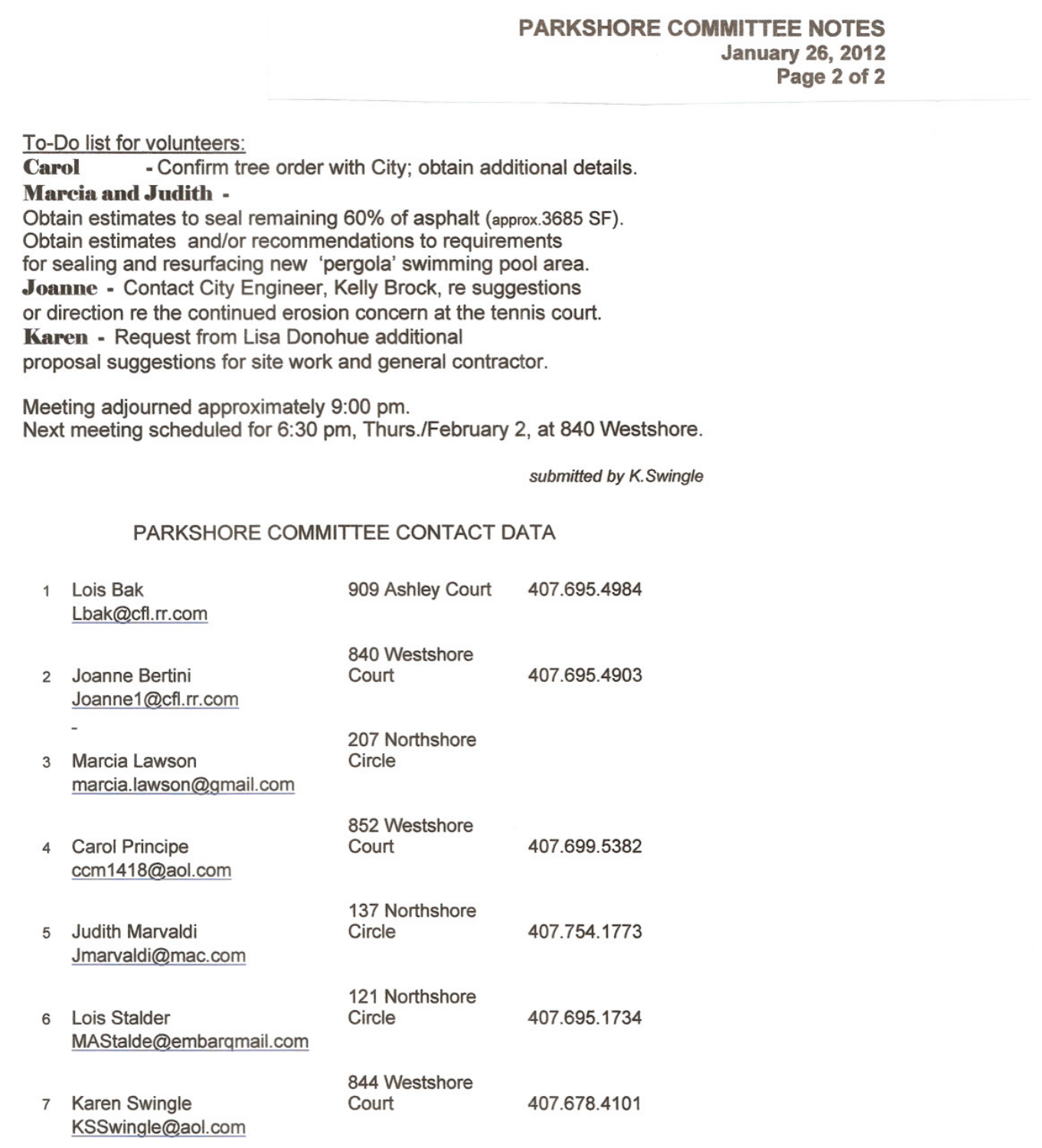<u>To-Do list for volunteers:</u>

**Carol** - Confirm tree order with City; obtain additional details.

**Marcia and Judith** -
Obtain estimates to seal remaining 60% of asphalt (approx.3685 SF).
Obtain estimates and/or recommendations to requirements for sealing and resurfacing new 'pergola' swimming pool area.

**Joanne** - Contact City Engineer, Kelly Brock, re suggestions or direction re the continued erosion concern at the tennis court.

**Karen** - Request from Lisa Donohue additional proposal suggestions for site work and general contractor.

Meeting adjourned approximately 9:00 pm.
Next meeting scheduled for 6:30 pm, Thurs./February 2, at 840 Westshore.

*submitted by K.Swingle*

## PARKSHORE COMMITTEE CONTACT DATA

| | | | |
|---|---|---|---|
| 1 | Lois Bak<br>Lbak@cfl.rr.com | 909 Ashley Court | 407.695.4984 |
| 2 | Joanne Bertini<br>Joanne1@cfl.rr.com | 840 Westshore Court | 407.695.4903 |
| 3 | Marcia Lawson<br>marcia.lawson@gmail.com | 207 Northshore Circle | |
| 4 | Carol Principe<br>ccm1418@aol.com | 852 Westshore Court | 407.699.5382 |
| 5 | Judith Marvaldi<br>Jmarvaldi@mac.com | 137 Northshore Circle | 407.754.1773 |
| 6 | Lois Stalder<br>MAStalde@embarqmail.com | 121 Northshore Circle | 407.695.1734 |
| 7 | Karen Swingle<br>KSSwingle@aol.com | 844 Westshore Court | 407.678.4101 |